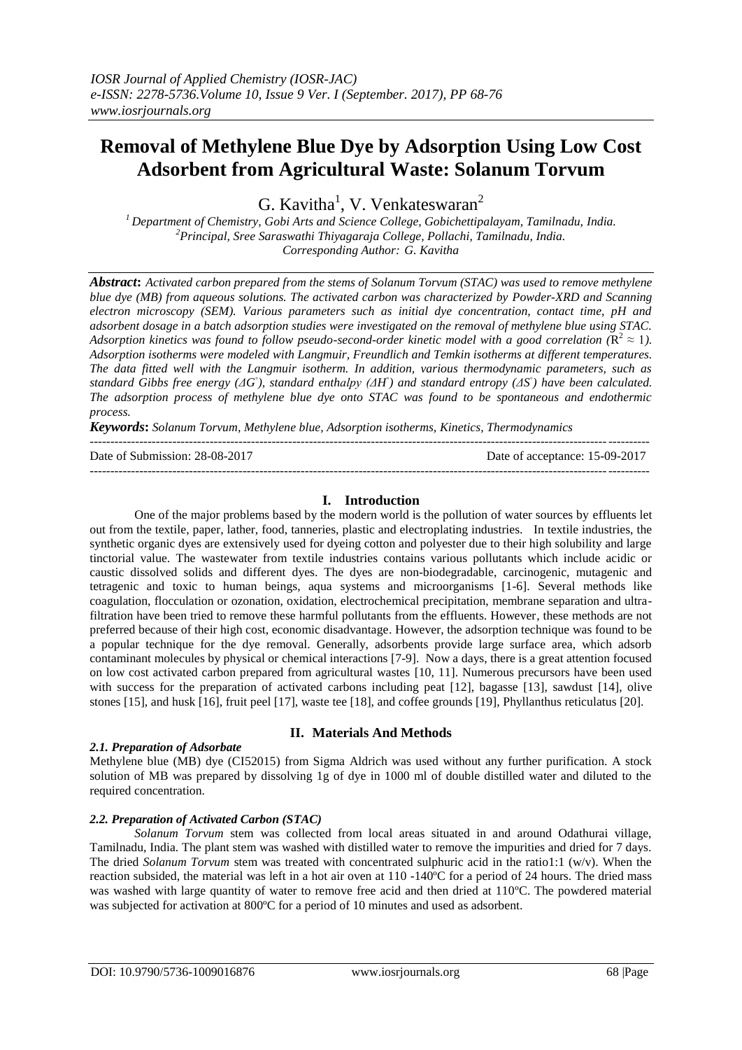# Removal of Methylene Blue Dye by Adsorption Using Low Cost Adsorbent from Agricultural Waste: Solanum Torvum

G. Kavitha[1], V. Venkateswaran[2]

[1] Department of Chemistry, Gobi Arts and Science College, Gobichettipalayam, Tamilnadu, India.
[2] Principal, Sree Saraswathi Thiyagaraja College, Pollachi, Tamilnadu, India.
Corresponding Author: G. Kavitha

***Abstract*:** *Activated carbon prepared from the stems of Solanum Torvum (STAC) was used to remove methylene blue dye (MB) from aqueous solutions. The activated carbon was characterized by Powder-XRD and Scanning electron microscopy (SEM). Various parameters such as initial dye concentration, contact time, pH and adsorbent dosage in a batch adsorption studies were investigated on the removal of methylene blue using STAC. Adsorption kinetics was found to follow pseudo-second-order kinetic model with a good correlation ($R^2 \approx 1$). Adsorption isotherms were modeled with Langmuir, Freundlich and Temkin isotherms at different temperatures. The data fitted well with the Langmuir isotherm. In addition, various thermodynamic parameters, such as standard Gibbs free energy ($\Delta G^\circ$), standard enthalpy ($\Delta H^\circ$) and standard entropy ($\Delta S^\circ$) have been calculated. The adsorption process of methylene blue dye onto STAC was found to be spontaneous and endothermic process.*

***Keywords*:** *Solanum Torvum, Methylene blue, Adsorption isotherms, Kinetics, Thermodynamics*

---

Date of Submission: 28-08-2017 Date of acceptance: 15-09-2017

---

## I. Introduction

One of the major problems based by the modern world is the pollution of water sources by effluents let out from the textile, paper, lather, food, tanneries, plastic and electroplating industries. In textile industries, the synthetic organic dyes are extensively used for dyeing cotton and polyester due to their high solubility and large tinctorial value. The wastewater from textile industries contains various pollutants which include acidic or caustic dissolved solids and different dyes. The dyes are non-biodegradable, carcinogenic, mutagenic and tetragenic and toxic to human beings, aqua systems and microorganisms [1-6]. Several methods like coagulation, flocculation or ozonation, oxidation, electrochemical precipitation, membrane separation and ultra-filtration have been tried to remove these harmful pollutants from the effluents. However, these methods are not preferred because of their high cost, economic disadvantage. However, the adsorption technique was found to be a popular technique for the dye removal. Generally, adsorbents provide large surface area, which adsorb contaminant molecules by physical or chemical interactions [7-9]. Now a days, there is a great attention focused on low cost activated carbon prepared from agricultural wastes [10, 11]. Numerous precursors have been used with success for the preparation of activated carbons including peat [12], bagasse [13], sawdust [14], olive stones [15], and husk [16], fruit peel [17], waste tee [18], and coffee grounds [19], Phyllanthus reticulatus [20].

## II. Materials And Methods

### *2.1. Preparation of Adsorbate*

Methylene blue (MB) dye (CI52015) from Sigma Aldrich was used without any further purification. A stock solution of MB was prepared by dissolving 1g of dye in 1000 ml of double distilled water and diluted to the required concentration.

### *2.2. Preparation of Activated Carbon (STAC)*

*Solanum Torvum* stem was collected from local areas situated in and around Odathurai village, Tamilnadu, India. The plant stem was washed with distilled water to remove the impurities and dried for 7 days. The dried *Solanum Torvum* stem was treated with concentrated sulphuric acid in the ratio1:1 (w/v). When the reaction subsided, the material was left in a hot air oven at 110 -140ºC for a period of 24 hours. The dried mass was washed with large quantity of water to remove free acid and then dried at 110ºC. The powdered material was subjected for activation at 800ºC for a period of 10 minutes and used as adsorbent.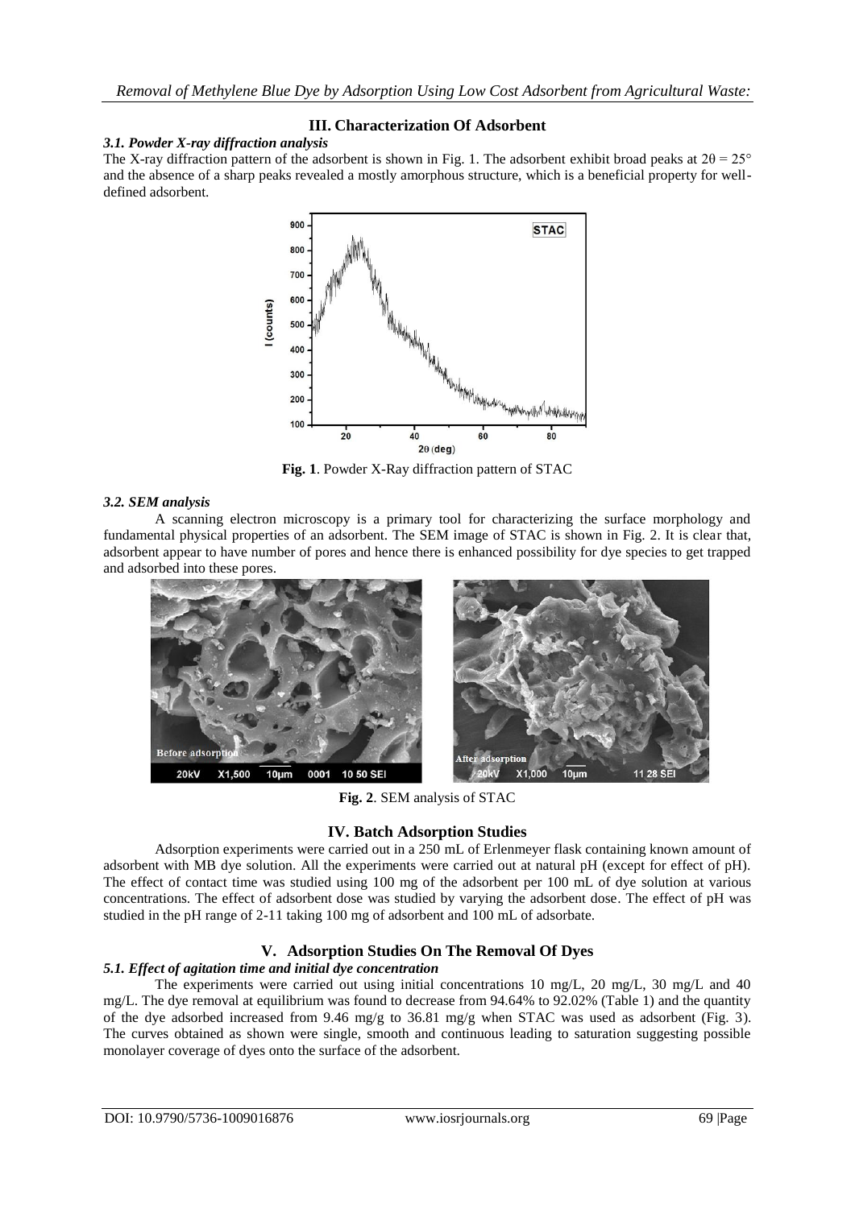## III. Characterization Of Adsorbent

### *3.1. Powder X-ray diffraction analysis*

The X-ray diffraction pattern of the adsorbent is shown in Fig. 1. The adsorbent exhibit broad peaks at $2\theta = 25°$ and the absence of a sharp peaks revealed a mostly amorphous structure, which is a beneficial property for well-defined adsorbent.

**Fig. 1**. Powder X-Ray diffraction pattern of STAC

### *3.2. SEM analysis*

A scanning electron microscopy is a primary tool for characterizing the surface morphology and fundamental physical properties of an adsorbent. The SEM image of STAC is shown in Fig. 2. It is clear that, adsorbent appear to have number of pores and hence there is enhanced possibility for dye species to get trapped and adsorbed into these pores.

**Fig. 2**. SEM analysis of STAC

## IV. Batch Adsorption Studies

Adsorption experiments were carried out in a 250 mL of Erlenmeyer flask containing known amount of adsorbent with MB dye solution. All the experiments were carried out at natural pH (except for effect of pH). The effect of contact time was studied using 100 mg of the adsorbent per 100 mL of dye solution at various concentrations. The effect of adsorbent dose was studied by varying the adsorbent dose. The effect of pH was studied in the pH range of 2-11 taking 100 mg of adsorbent and 100 mL of adsorbate.

## V. Adsorption Studies On The Removal Of Dyes

### *5.1. Effect of agitation time and initial dye concentration*

The experiments were carried out using initial concentrations 10 mg/L, 20 mg/L, 30 mg/L and 40 mg/L. The dye removal at equilibrium was found to decrease from 94.64% to 92.02% (Table 1) and the quantity of the dye adsorbed increased from 9.46 mg/g to 36.81 mg/g when STAC was used as adsorbent (Fig. 3). The curves obtained as shown were single, smooth and continuous leading to saturation suggesting possible monolayer coverage of dyes onto the surface of the adsorbent.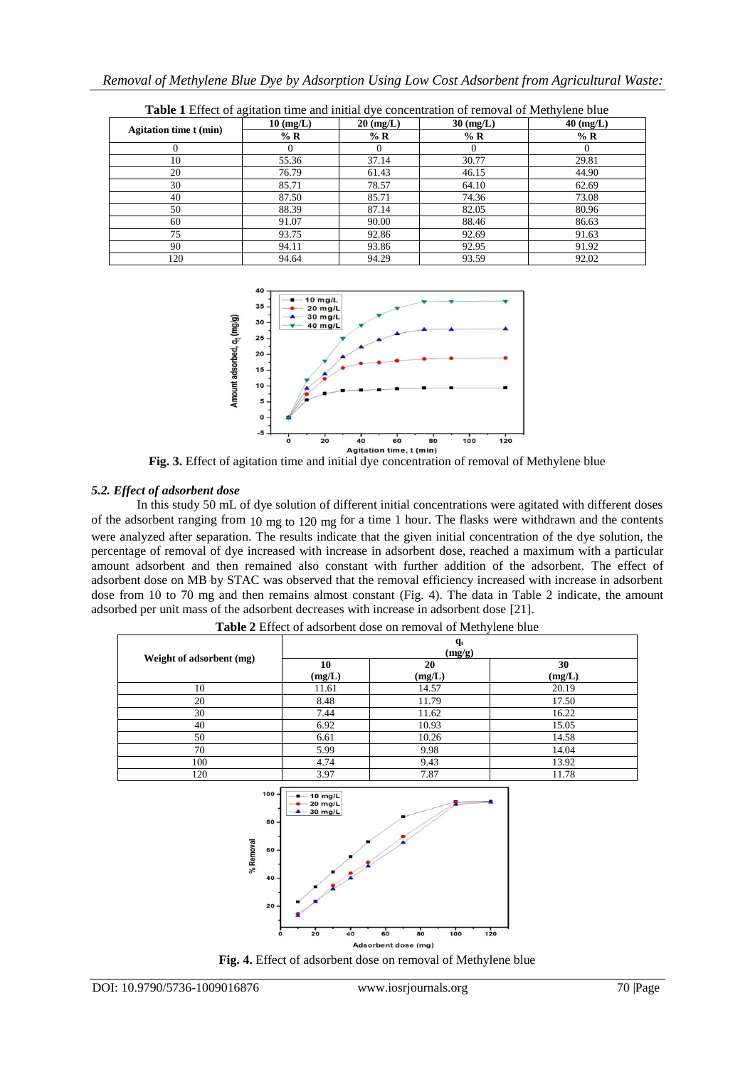**Table 1** Effect of agitation time and initial dye concentration of removal of Methylene blue

| Agitation time t (min) | 10 (mg/L) | 20 (mg/L) | 30 (mg/L) | 40 (mg/L) |
|---|---|---|---|---|
| | % R | % R | % R | % R |
| 0 | 0 | 0 | 0 | 0 |
| 10 | 55.36 | 37.14 | 30.77 | 29.81 |
| 20 | 76.79 | 61.43 | 46.15 | 44.90 |
| 30 | 85.71 | 78.57 | 64.10 | 62.69 |
| 40 | 87.50 | 85.71 | 74.36 | 73.08 |
| 50 | 88.39 | 87.14 | 82.05 | 80.96 |
| 60 | 91.07 | 90.00 | 88.46 | 86.63 |
| 75 | 93.75 | 92.86 | 92.69 | 91.63 |
| 90 | 94.11 | 93.86 | 92.95 | 91.92 |
| 120 | 94.64 | 94.29 | 93.59 | 92.02 |

**Fig. 3.** Effect of agitation time and initial dye concentration of removal of Methylene blue

### *5.2. Effect of adsorbent dose*

In this study 50 mL of dye solution of different initial concentrations were agitated with different doses of the adsorbent ranging from 10 mg to 120 mg for a time 1 hour. The flasks were withdrawn and the contents were analyzed after separation. The results indicate that the given initial concentration of the dye solution, the percentage of removal of dye increased with increase in adsorbent dose, reached a maximum with a particular amount adsorbent and then remained also constant with further addition of the adsorbent. The effect of adsorbent dose on MB by STAC was observed that the removal efficiency increased with increase in adsorbent dose from 10 to 70 mg and then remains almost constant (Fig. 4). The data in Table 2 indicate, the amount adsorbed per unit mass of the adsorbent decreases with increase in adsorbent dose [21].

**Table 2** Effect of adsorbent dose on removal of Methylene blue

| Weight of adsorbent (mg) | $q_t$ (mg/g) | | |
|---|---|---|---|
| | 10 (mg/L) | 20 (mg/L) | 30 (mg/L) |
| 10 | 11.61 | 14.57 | 20.19 |
| 20 | 8.48 | 11.79 | 17.50 |
| 30 | 7.44 | 11.62 | 16.22 |
| 40 | 6.92 | 10.93 | 15.05 |
| 50 | 6.61 | 10.26 | 14.58 |
| 70 | 5.99 | 9.98 | 14.04 |
| 100 | 4.74 | 9.43 | 13.92 |
| 120 | 3.97 | 7.87 | 11.78 |

**Fig. 4.** Effect of adsorbent dose on removal of Methylene blue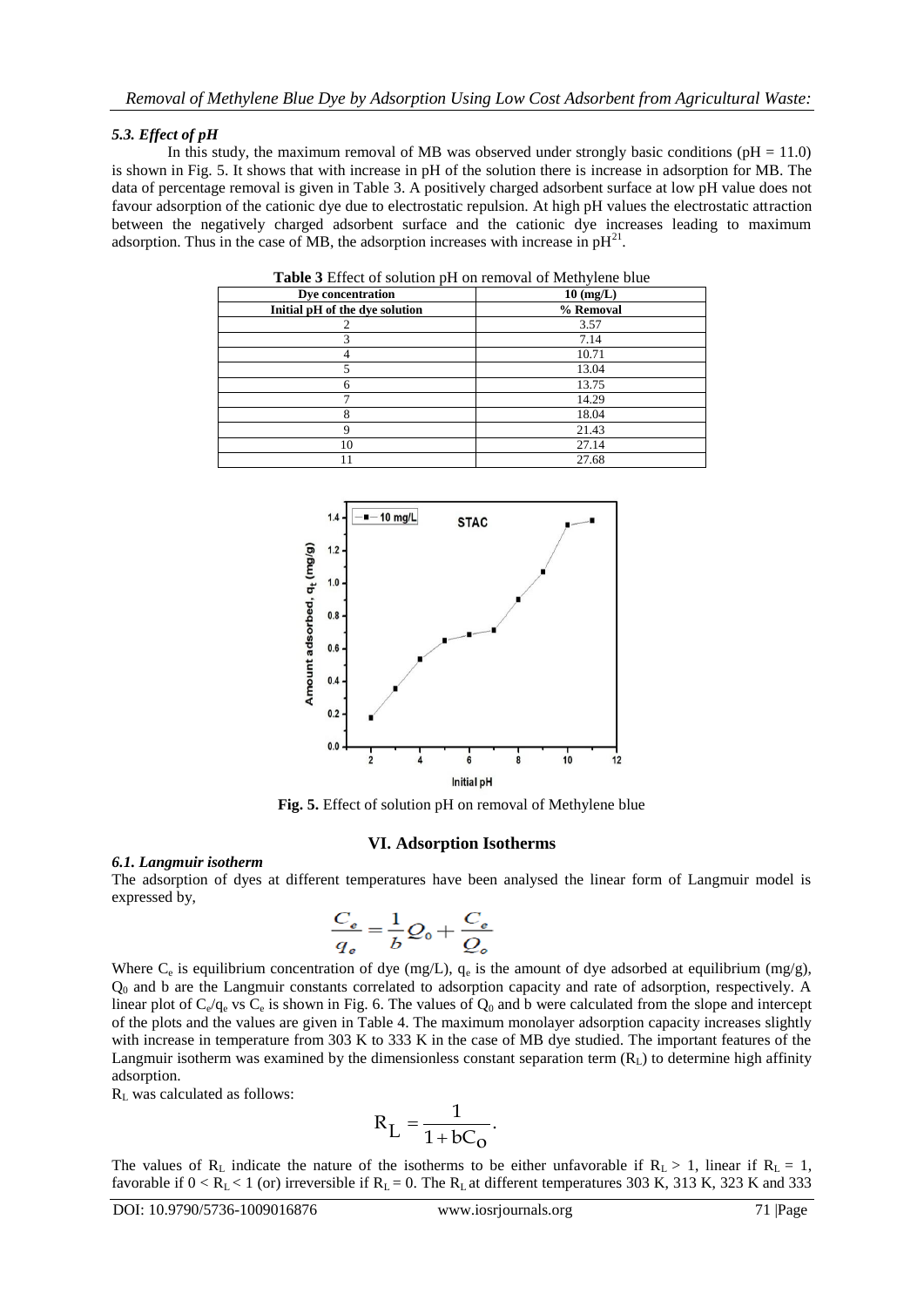### *5.3. Effect of pH*

In this study, the maximum removal of MB was observed under strongly basic conditions (pH = 11.0) is shown in Fig. 5. It shows that with increase in pH of the solution there is increase in adsorption for MB. The data of percentage removal is given in Table 3. A positively charged adsorbent surface at low pH value does not favour adsorption of the cationic dye due to electrostatic repulsion. At high pH values the electrostatic attraction between the negatively charged adsorbent surface and the cationic dye increases leading to maximum adsorption. Thus in the case of MB, the adsorption increases with increase in pH[21].

**Table 3** Effect of solution pH on removal of Methylene blue

| Dye concentration | 10 (mg/L) |
|---|---|
| **Initial pH of the dye solution** | **% Removal** |
| 2 | 3.57 |
| 3 | 7.14 |
| 4 | 10.71 |
| 5 | 13.04 |
| 6 | 13.75 |
| 7 | 14.29 |
| 8 | 18.04 |
| 9 | 21.43 |
| 10 | 27.14 |
| 11 | 27.68 |

**Fig. 5.** Effect of solution pH on removal of Methylene blue

## VI. Adsorption Isotherms

### *6.1. Langmuir isotherm*

The adsorption of dyes at different temperatures have been analysed the linear form of Langmuir model is expressed by,

$$\frac{C_e}{q_e} = \frac{1}{b}Q_0 + \frac{C_e}{Q_o}$$

Where $C_e$ is equilibrium concentration of dye (mg/L), $q_e$ is the amount of dye adsorbed at equilibrium (mg/g), $Q_0$ and b are the Langmuir constants correlated to adsorption capacity and rate of adsorption, respectively. A linear plot of $C_e/q_e$ vs $C_e$ is shown in Fig. 6. The values of $Q_0$ and b were calculated from the slope and intercept of the plots and the values are given in Table 4. The maximum monolayer adsorption capacity increases slightly with increase in temperature from 303 K to 333 K in the case of MB dye studied. The important features of the Langmuir isotherm was examined by the dimensionless constant separation term ($R_L$) to determine high affinity adsorption.

$R_L$ was calculated as follows:

$$R_L = \frac{1}{1 + bC_o}.$$

The values of $R_L$ indicate the nature of the isotherms to be either unfavorable if $R_L > 1$, linear if $R_L = 1$, favorable if $0 < R_L < 1$ (or) irreversible if $R_L = 0$. The $R_L$ at different temperatures 303 K, 313 K, 323 K and 333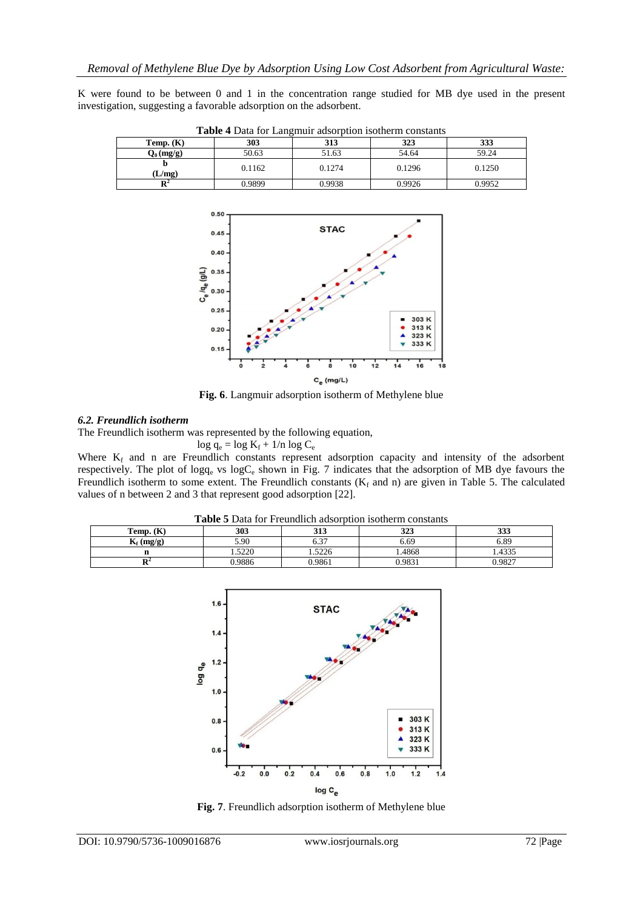K were found to be between 0 and 1 in the concentration range studied for MB dye used in the present investigation, suggesting a favorable adsorption on the adsorbent.

**Table 4** Data for Langmuir adsorption isotherm constants

| Temp. (K) | 303 | 313 | 323 | 333 |
|---|---|---|---|---|
| $Q_0$ (mg/g) | 50.63 | 51.63 | 54.64 | 59.24 |
| b (L/mg) | 0.1162 | 0.1274 | 0.1296 | 0.1250 |
| $R^2$ | 0.9899 | 0.9938 | 0.9926 | 0.9952 |

**Fig. 6**. Langmuir adsorption isotherm of Methylene blue

### *6.2. Freundlich isotherm*

The Freundlich isotherm was represented by the following equation,

$$\log q_e = \log K_f + 1/n \log C_e$$

Where $K_f$ and n are Freundlich constants represent adsorption capacity and intensity of the adsorbent respectively. The plot of $\log q_e$ vs $\log C_e$ shown in Fig. 7 indicates that the adsorption of MB dye favours the Freundlich isotherm to some extent. The Freundlich constants ($K_f$ and n) are given in Table 5. The calculated values of n between 2 and 3 that represent good adsorption [22].

**Table 5** Data for Freundlich adsorption isotherm constants

| Temp. (K) | 303 | 313 | 323 | 333 |
|---|---|---|---|---|
| $K_f$ (mg/g) | 5.90 | 6.37 | 6.69 | 6.89 |
| n | 1.5220 | 1.5226 | 1.4868 | 1.4335 |
| $R^2$ | 0.9886 | 0.9861 | 0.9831 | 0.9827 |

**Fig. 7**. Freundlich adsorption isotherm of Methylene blue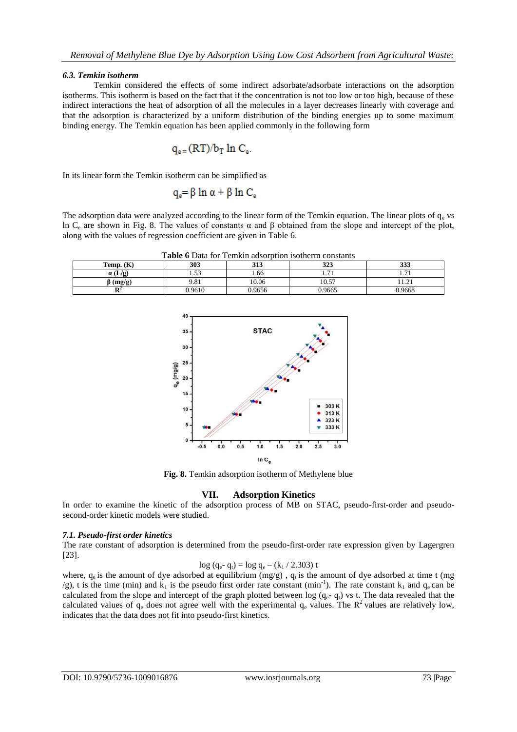### *6.3. Temkin isotherm*

Temkin considered the effects of some indirect adsorbate/adsorbate interactions on the adsorption isotherms. This isotherm is based on the fact that if the concentration is not too low or too high, because of these indirect interactions the heat of adsorption of all the molecules in a layer decreases linearly with coverage and that the adsorption is characterized by a uniform distribution of the binding energies up to some maximum binding energy. The Temkin equation has been applied commonly in the following form

$$q_e = (RT)/b_T \ln C_e.$$

In its linear form the Temkin isotherm can be simplified as

$$q_e = \beta \ln \alpha + \beta \ln C_e$$

The adsorption data were analyzed according to the linear form of the Temkin equation. The linear plots of $q_e$ vs ln $C_e$ are shown in Fig. 8. The values of constants α and β obtained from the slope and intercept of the plot, along with the values of regression coefficient are given in Table 6.

**Table 6** Data for Temkin adsorption isotherm constants

| Temp. (K) | 303 | 313 | 323 | 333 |
|---|---|---|---|---|
| α (L/g) | 1.53 | 1.66 | 1.71 | 1.71 |
| β (mg/g) | 9.81 | 10.06 | 10.57 | 11.21 |
| $R^2$ | 0.9610 | 0.9656 | 0.9665 | 0.9668 |

**Fig. 8.** Temkin adsorption isotherm of Methylene blue

## VII. Adsorption Kinetics

In order to examine the kinetic of the adsorption process of MB on STAC, pseudo-first-order and pseudo-second-order kinetic models were studied.

### *7.1. Pseudo-first order kinetics*

The rate constant of adsorption is determined from the pseudo-first-order rate expression given by Lagergren [23].

$$\log (q_e - q_t) = \log q_e - (k_1 / 2.303)\, t$$

where, $q_e$ is the amount of dye adsorbed at equilibrium (mg/g) , $q_t$ is the amount of dye adsorbed at time t (mg /g), t is the time (min) and $k_1$ is the pseudo first order rate constant ($min^{-1}$). The rate constant $k_1$ and $q_e$ can be calculated from the slope and intercept of the graph plotted between log ($q_e$- $q_t$) vs t. The data revealed that the calculated values of $q_e$ does not agree well with the experimental $q_e$ values. The $R^2$ values are relatively low, indicates that the data does not fit into pseudo-first kinetics.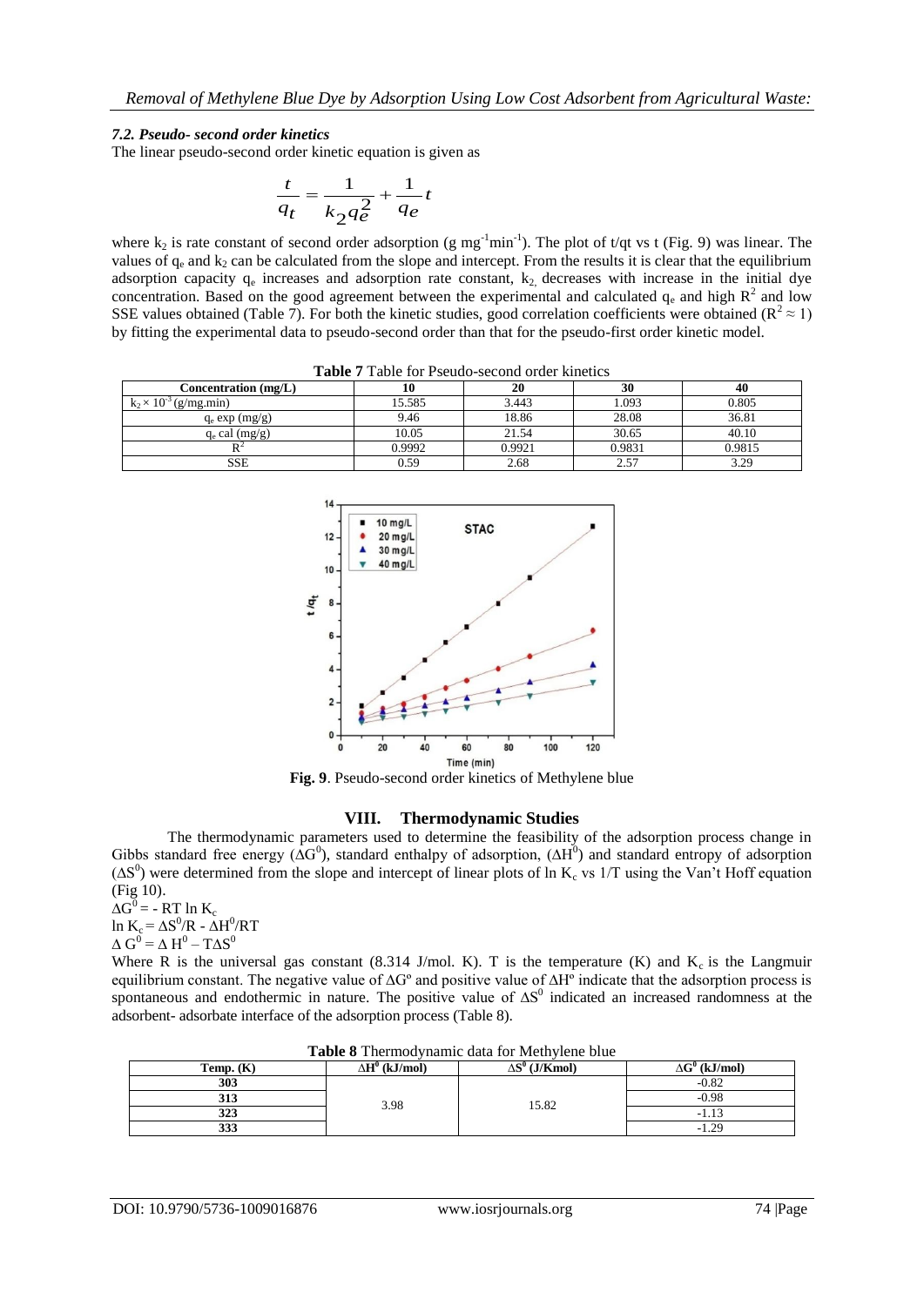### 7.2. Pseudo- second order kinetics

The linear pseudo-second order kinetic equation is given as

$$\frac{t}{q_t} = \frac{1}{k_2 q_e^2} + \frac{1}{q_e} t$$

where $k_2$ is rate constant of second order adsorption (g $mg^{-1}min^{-1}$). The plot of t/qt vs t (Fig. 9) was linear. The values of $q_e$ and $k_2$ can be calculated from the slope and intercept. From the results it is clear that the equilibrium adsorption capacity $q_e$ increases and adsorption rate constant, $k_2$, decreases with increase in the initial dye concentration. Based on the good agreement between the experimental and calculated $q_e$ and high $R^2$ and low SSE values obtained (Table 7). For both the kinetic studies, good correlation coefficients were obtained ($R^2 \approx 1$) by fitting the experimental data to pseudo-second order than that for the pseudo-first order kinetic model.

**Table 7** Table for Pseudo-second order kinetics

| Concentration (mg/L) | 10 | 20 | 30 | 40 |
|---|---|---|---|---|
| $k_2 \times 10^{-3}$ (g/mg.min) | 15.585 | 3.443 | 1.093 | 0.805 |
| $q_e$ exp (mg/g) | 9.46 | 18.86 | 28.08 | 36.81 |
| $q_e$ cal (mg/g) | 10.05 | 21.54 | 30.65 | 40.10 |
| $R^2$ | 0.9992 | 0.9921 | 0.9831 | 0.9815 |
| SSE | 0.59 | 2.68 | 2.57 | 3.29 |

**Fig. 9**. Pseudo-second order kinetics of Methylene blue

## VIII. Thermodynamic Studies

The thermodynamic parameters used to determine the feasibility of the adsorption process change in Gibbs standard free energy ($\Delta G^0$), standard enthalpy of adsorption, ($\Delta H^0$) and standard entropy of adsorption ($\Delta S^0$) were determined from the slope and intercept of linear plots of ln $K_c$ vs 1/T using the Van't Hoff equation (Fig 10).

$\Delta G^0 = - RT \ln K_c$

$\ln K_c = \Delta S^0/R - \Delta H^0/RT$

$\Delta G^0 = \Delta H^0 - T\Delta S^0$

Where R is the universal gas constant (8.314 J/mol. K). T is the temperature (K) and $K_c$ is the Langmuir equilibrium constant. The negative value of $\Delta G^o$ and positive value of $\Delta H^o$ indicate that the adsorption process is spontaneous and endothermic in nature. The positive value of $\Delta S^0$ indicated an increased randomness at the adsorbent- adsorbate interface of the adsorption process (Table 8).

**Table 8** Thermodynamic data for Methylene blue

| Temp. (K) | $\Delta H^0$ (kJ/mol) | $\Delta S^0$ (J/Kmol) | $\Delta G^0$ (kJ/mol) |
|---|---|---|---|
| 303 | 3.98 | 15.82 | -0.82 |
| 313 | | | -0.98 |
| 323 | | | -1.13 |
| 333 | | | -1.29 |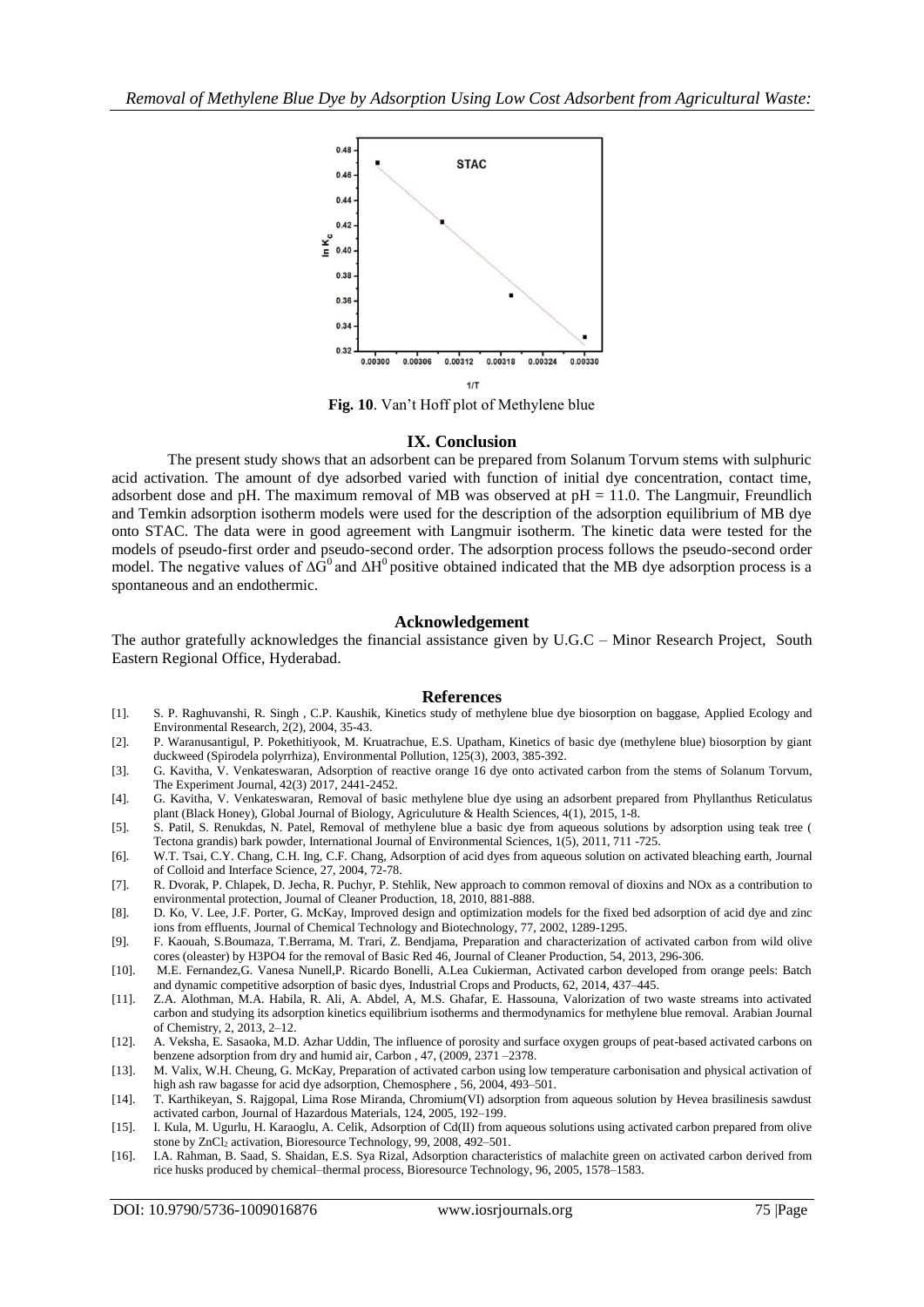**Fig. 10**. Van't Hoff plot of Methylene blue

## IX. Conclusion

The present study shows that an adsorbent can be prepared from Solanum Torvum stems with sulphuric acid activation. The amount of dye adsorbed varied with function of initial dye concentration, contact time, adsorbent dose and pH. The maximum removal of MB was observed at pH = 11.0. The Langmuir, Freundlich and Temkin adsorption isotherm models were used for the description of the adsorption equilibrium of MB dye onto STAC. The data were in good agreement with Langmuir isotherm. The kinetic data were tested for the models of pseudo-first order and pseudo-second order. The adsorption process follows the pseudo-second order model. The negative values of $\Delta G^0$ and $\Delta H^0$ positive obtained indicated that the MB dye adsorption process is a spontaneous and an endothermic.

## Acknowledgement

The author gratefully acknowledges the financial assistance given by U.G.C – Minor Research Project, South Eastern Regional Office, Hyderabad.

## References

[1]. S. P. Raghuvanshi, R. Singh , C.P. Kaushik, Kinetics study of methylene blue dye biosorption on baggase, Applied Ecology and Environmental Research, 2(2), 2004, 35-43.

[2]. P. Waranusantigul, P. Pokethitiyook, M. Kruatrachue, E.S. Upatham, Kinetics of basic dye (methylene blue) biosorption by giant duckweed (Spirodela polyrrhiza), Environmental Pollution, 125(3), 2003, 385-392.

[3]. G. Kavitha, V. Venkateswaran, Adsorption of reactive orange 16 dye onto activated carbon from the stems of Solanum Torvum, The Experiment Journal, 42(3) 2017, 2441-2452.

[4]. G. Kavitha, V. Venkateswaran, Removal of basic methylene blue dye using an adsorbent prepared from Phyllanthus Reticulatus plant (Black Honey), Global Journal of Biology, Agriculuture & Health Sciences, 4(1), 2015, 1-8.

[5]. S. Patil, S. Renukdas, N. Patel, Removal of methylene blue a basic dye from aqueous solutions by adsorption using teak tree ( Tectona grandis) bark powder, International Journal of Environmental Sciences, 1(5), 2011, 711 -725.

[6]. W.T. Tsai, C.Y. Chang, C.H. Ing, C.F. Chang, Adsorption of acid dyes from aqueous solution on activated bleaching earth, Journal of Colloid and Interface Science, 27, 2004, 72-78.

[7]. R. Dvorak, P. Chlapek, D. Jecha, R. Puchyr, P. Stehlik, New approach to common removal of dioxins and NOx as a contribution to environmental protection, Journal of Cleaner Production, 18, 2010, 881-888.

[8]. D. Ko, V. Lee, J.F. Porter, G. McKay, Improved design and optimization models for the fixed bed adsorption of acid dye and zinc ions from effluents, Journal of Chemical Technology and Biotechnology, 77, 2002, 1289-1295.

[9]. F. Kaouah, S.Boumaza, T.Berrama, M. Trari, Z. Bendjama, Preparation and characterization of activated carbon from wild olive cores (oleaster) by H3PO4 for the removal of Basic Red 46, Journal of Cleaner Production, 54, 2013, 296-306.

[10]. M.E. Fernandez,G. Vanesa Nunell,P. Ricardo Bonelli, A.Lea Cukierman, Activated carbon developed from orange peels: Batch and dynamic competitive adsorption of basic dyes, Industrial Crops and Products, 62, 2014, 437–445.

[11]. Z.A. Alothman, M.A. Habila, R. Ali, A. Abdel, A, M.S. Ghafar, E. Hassouna, Valorization of two waste streams into activated carbon and studying its adsorption kinetics equilibrium isotherms and thermodynamics for methylene blue removal. Arabian Journal of Chemistry, 2, 2013, 2–12.

[12]. A. Veksha, E. Sasaoka, M.D. Azhar Uddin, The influence of porosity and surface oxygen groups of peat-based activated carbons on benzene adsorption from dry and humid air, Carbon , 47, (2009, 2371 –2378.

[13]. M. Valix, W.H. Cheung, G. McKay, Preparation of activated carbon using low temperature carbonisation and physical activation of high ash raw bagasse for acid dye adsorption, Chemosphere , 56, 2004, 493–501.

[14]. T. Karthikeyan, S. Rajgopal, Lima Rose Miranda, Chromium(VI) adsorption from aqueous solution by Hevea brasilinesis sawdust activated carbon, Journal of Hazardous Materials, 124, 2005, 192–199.

[15]. I. Kula, M. Ugurlu, H. Karaoglu, A. Celik, Adsorption of Cd(II) from aqueous solutions using activated carbon prepared from olive stone by $ZnCl_2$ activation, Bioresource Technology, 99, 2008, 492–501.

[16]. I.A. Rahman, B. Saad, S. Shaidan, E.S. Sya Rizal, Adsorption characteristics of malachite green on activated carbon derived from rice husks produced by chemical–thermal process, Bioresource Technology, 96, 2005, 1578–1583.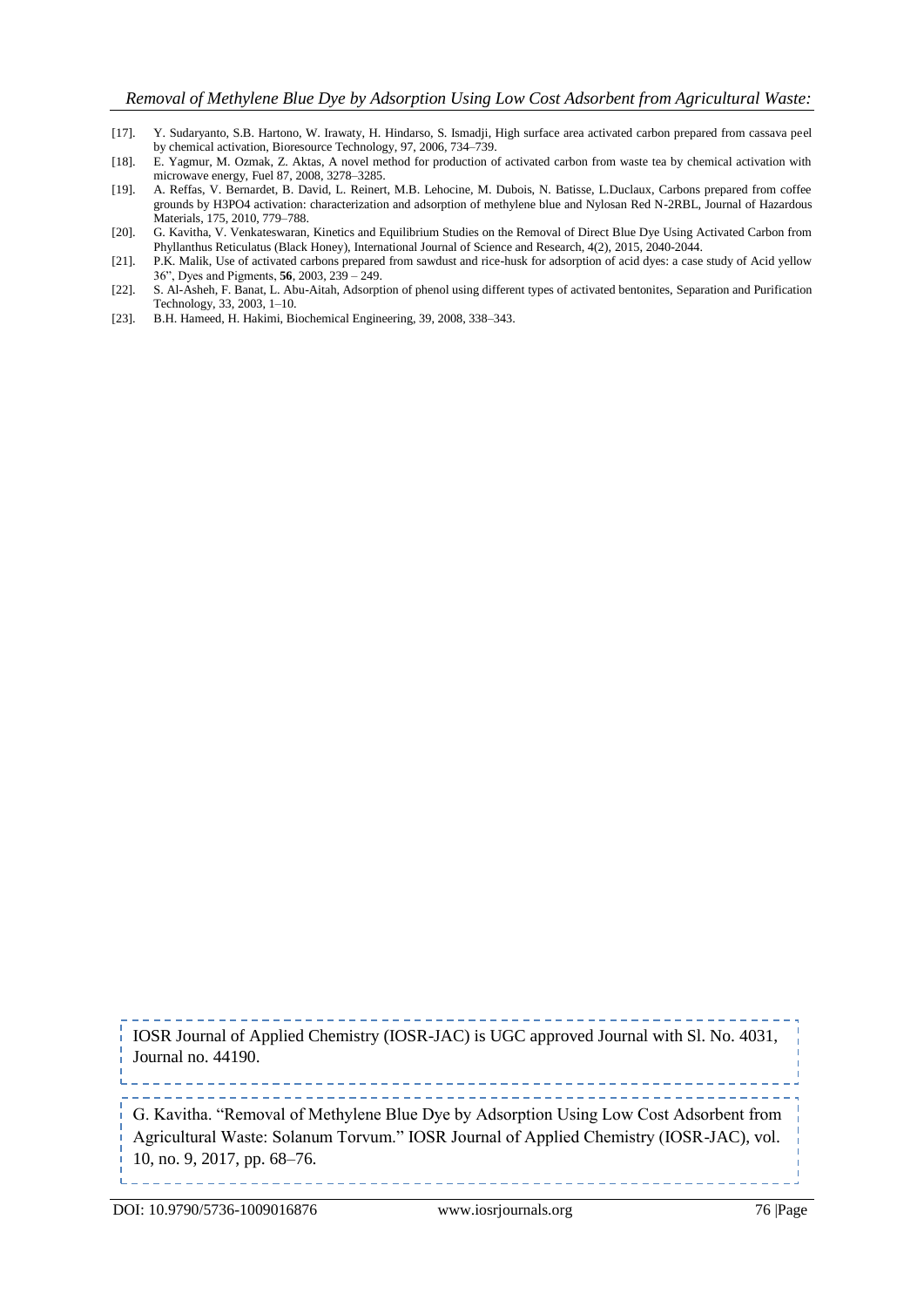[17]. Y. Sudaryanto, S.B. Hartono, W. Irawaty, H. Hindarso, S. Ismadji, High surface area activated carbon prepared from cassava peel by chemical activation, Bioresource Technology, 97, 2006, 734–739.

[18]. E. Yagmur, M. Ozmak, Z. Aktas, A novel method for production of activated carbon from waste tea by chemical activation with microwave energy, Fuel 87, 2008, 3278–3285.

[19]. A. Reffas, V. Bernardet, B. David, L. Reinert, M.B. Lehocine, M. Dubois, N. Batisse, L.Duclaux, Carbons prepared from coffee grounds by H3PO4 activation: characterization and adsorption of methylene blue and Nylosan Red N-2RBL, Journal of Hazardous Materials, 175, 2010, 779–788.

[20]. G. Kavitha, V. Venkateswaran, Kinetics and Equilibrium Studies on the Removal of Direct Blue Dye Using Activated Carbon from Phyllanthus Reticulatus (Black Honey), International Journal of Science and Research, 4(2), 2015, 2040-2044.

[21]. P.K. Malik, Use of activated carbons prepared from sawdust and rice-husk for adsorption of acid dyes: a case study of Acid yellow 36", Dyes and Pigments, **56**, 2003, 239 – 249.

[22]. S. Al-Asheh, F. Banat, L. Abu-Aitah, Adsorption of phenol using different types of activated bentonites, Separation and Purification Technology, 33, 2003, 1–10.

[23]. B.H. Hameed, H. Hakimi, Biochemical Engineering, 39, 2008, 338–343.

IOSR Journal of Applied Chemistry (IOSR-JAC) is UGC approved Journal with Sl. No. 4031, Journal no. 44190.

G. Kavitha. "Removal of Methylene Blue Dye by Adsorption Using Low Cost Adsorbent from Agricultural Waste: Solanum Torvum." IOSR Journal of Applied Chemistry (IOSR-JAC), vol. 10, no. 9, 2017, pp. 68–76.